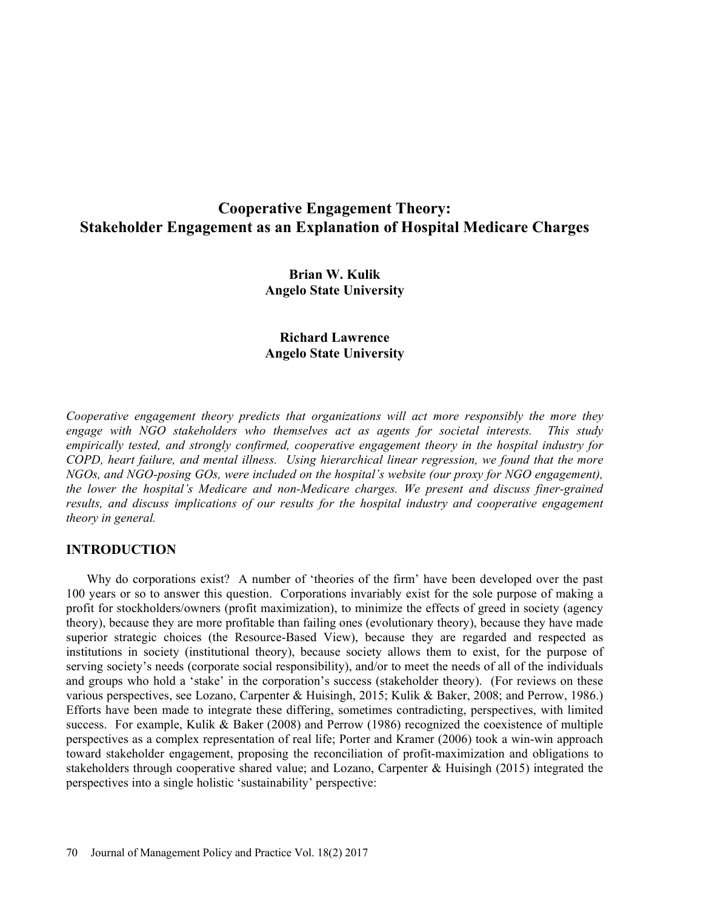# Cooperative Engagement Theory: Stakeholder Engagement as an Explanation of Hospital Medicare Charges

**Brian W. Kulik**
**Angelo State University**

**Richard Lawrence**
**Angelo State University**

*Cooperative engagement theory predicts that organizations will act more responsibly the more they engage with NGO stakeholders who themselves act as agents for societal interests. This study empirically tested, and strongly confirmed, cooperative engagement theory in the hospital industry for COPD, heart failure, and mental illness. Using hierarchical linear regression, we found that the more NGOs, and NGO-posing GOs, were included on the hospital's website (our proxy for NGO engagement), the lower the hospital's Medicare and non-Medicare charges. We present and discuss finer-grained results, and discuss implications of our results for the hospital industry and cooperative engagement theory in general.*

## INTRODUCTION

Why do corporations exist? A number of 'theories of the firm' have been developed over the past 100 years or so to answer this question. Corporations invariably exist for the sole purpose of making a profit for stockholders/owners (profit maximization), to minimize the effects of greed in society (agency theory), because they are more profitable than failing ones (evolutionary theory), because they have made superior strategic choices (the Resource-Based View), because they are regarded and respected as institutions in society (institutional theory), because society allows them to exist, for the purpose of serving society's needs (corporate social responsibility), and/or to meet the needs of all of the individuals and groups who hold a 'stake' in the corporation's success (stakeholder theory). (For reviews on these various perspectives, see Lozano, Carpenter & Huisingh, 2015; Kulik & Baker, 2008; and Perrow, 1986.) Efforts have been made to integrate these differing, sometimes contradicting, perspectives, with limited success. For example, Kulik & Baker (2008) and Perrow (1986) recognized the coexistence of multiple perspectives as a complex representation of real life; Porter and Kramer (2006) took a win-win approach toward stakeholder engagement, proposing the reconciliation of profit-maximization and obligations to stakeholders through cooperative shared value; and Lozano, Carpenter & Huisingh (2015) integrated the perspectives into a single holistic 'sustainability' perspective: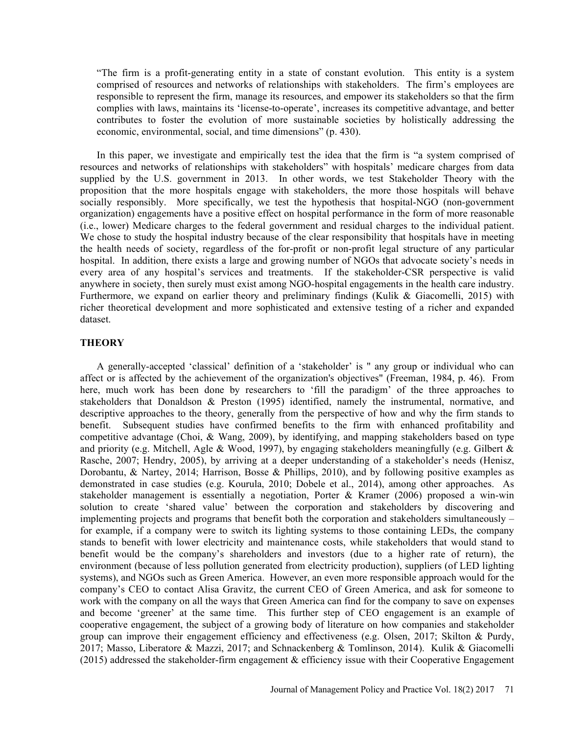> "The firm is a profit-generating entity in a state of constant evolution. This entity is a system comprised of resources and networks of relationships with stakeholders. The firm's employees are responsible to represent the firm, manage its resources, and empower its stakeholders so that the firm complies with laws, maintains its 'license-to-operate', increases its competitive advantage, and better contributes to foster the evolution of more sustainable societies by holistically addressing the economic, environmental, social, and time dimensions" (p. 430).

In this paper, we investigate and empirically test the idea that the firm is "a system comprised of resources and networks of relationships with stakeholders" with hospitals' medicare charges from data supplied by the U.S. government in 2013. In other words, we test Stakeholder Theory with the proposition that the more hospitals engage with stakeholders, the more those hospitals will behave socially responsibly. More specifically, we test the hypothesis that hospital-NGO (non-government organization) engagements have a positive effect on hospital performance in the form of more reasonable (i.e., lower) Medicare charges to the federal government and residual charges to the individual patient. We chose to study the hospital industry because of the clear responsibility that hospitals have in meeting the health needs of society, regardless of the for-profit or non-profit legal structure of any particular hospital. In addition, there exists a large and growing number of NGOs that advocate society's needs in every area of any hospital's services and treatments. If the stakeholder-CSR perspective is valid anywhere in society, then surely must exist among NGO-hospital engagements in the health care industry. Furthermore, we expand on earlier theory and preliminary findings (Kulik & Giacomelli, 2015) with richer theoretical development and more sophisticated and extensive testing of a richer and expanded dataset.

## THEORY

A generally-accepted 'classical' definition of a 'stakeholder' is " any group or individual who can affect or is affected by the achievement of the organization's objectives" (Freeman, 1984, p. 46). From here, much work has been done by researchers to 'fill the paradigm' of the three approaches to stakeholders that Donaldson & Preston (1995) identified, namely the instrumental, normative, and descriptive approaches to the theory, generally from the perspective of how and why the firm stands to benefit. Subsequent studies have confirmed benefits to the firm with enhanced profitability and competitive advantage (Choi, & Wang, 2009), by identifying, and mapping stakeholders based on type and priority (e.g. Mitchell, Agle & Wood, 1997), by engaging stakeholders meaningfully (e.g. Gilbert & Rasche, 2007; Hendry, 2005), by arriving at a deeper understanding of a stakeholder's needs (Henisz, Dorobantu, & Nartey, 2014; Harrison, Bosse & Phillips, 2010), and by following positive examples as demonstrated in case studies (e.g. Kourula, 2010; Dobele et al., 2014), among other approaches. As stakeholder management is essentially a negotiation, Porter & Kramer (2006) proposed a win-win solution to create 'shared value' between the corporation and stakeholders by discovering and implementing projects and programs that benefit both the corporation and stakeholders simultaneously – for example, if a company were to switch its lighting systems to those containing LEDs, the company stands to benefit with lower electricity and maintenance costs, while stakeholders that would stand to benefit would be the company's shareholders and investors (due to a higher rate of return), the environment (because of less pollution generated from electricity production), suppliers (of LED lighting systems), and NGOs such as Green America. However, an even more responsible approach would for the company's CEO to contact Alisa Gravitz, the current CEO of Green America, and ask for someone to work with the company on all the ways that Green America can find for the company to save on expenses and become 'greener' at the same time. This further step of CEO engagement is an example of cooperative engagement, the subject of a growing body of literature on how companies and stakeholder group can improve their engagement efficiency and effectiveness (e.g. Olsen, 2017; Skilton & Purdy, 2017; Masso, Liberatore & Mazzi, 2017; and Schnackenberg & Tomlinson, 2014). Kulik & Giacomelli (2015) addressed the stakeholder-firm engagement & efficiency issue with their Cooperative Engagement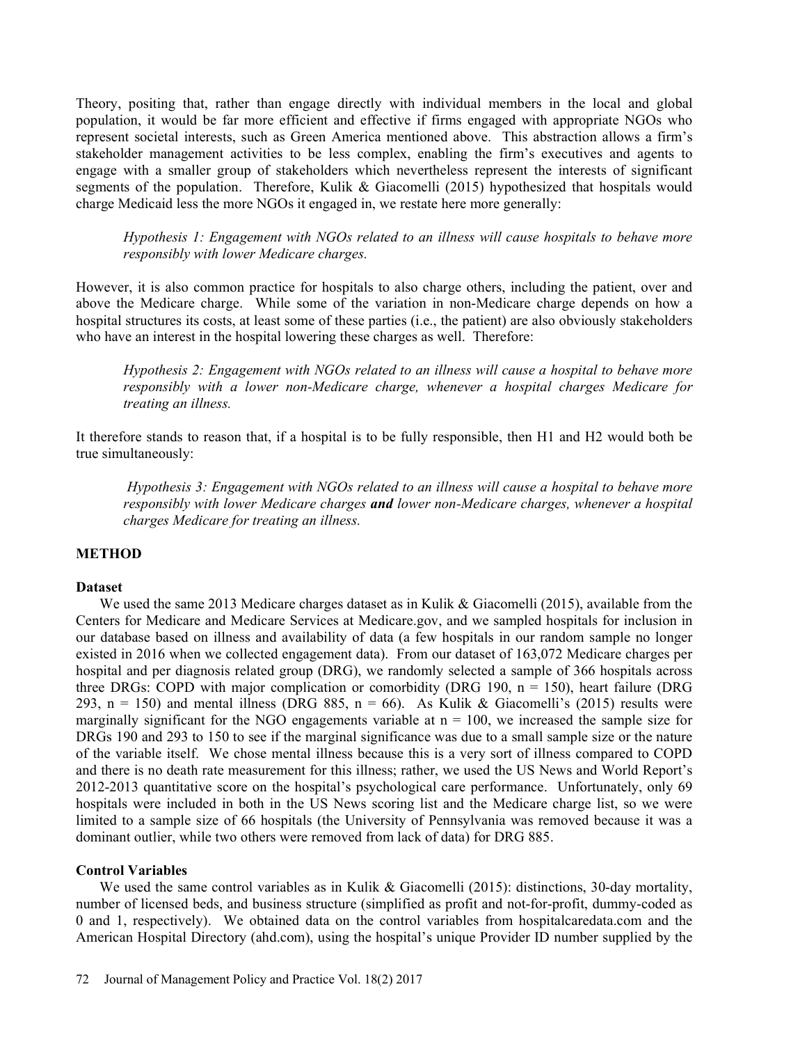Theory, positing that, rather than engage directly with individual members in the local and global population, it would be far more efficient and effective if firms engaged with appropriate NGOs who represent societal interests, such as Green America mentioned above. This abstraction allows a firm's stakeholder management activities to be less complex, enabling the firm's executives and agents to engage with a smaller group of stakeholders which nevertheless represent the interests of significant segments of the population. Therefore, Kulik & Giacomelli (2015) hypothesized that hospitals would charge Medicaid less the more NGOs it engaged in, we restate here more generally:

> *Hypothesis 1: Engagement with NGOs related to an illness will cause hospitals to behave more responsibly with lower Medicare charges.*

However, it is also common practice for hospitals to also charge others, including the patient, over and above the Medicare charge. While some of the variation in non-Medicare charge depends on how a hospital structures its costs, at least some of these parties (i.e., the patient) are also obviously stakeholders who have an interest in the hospital lowering these charges as well. Therefore:

> *Hypothesis 2: Engagement with NGOs related to an illness will cause a hospital to behave more responsibly with a lower non-Medicare charge, whenever a hospital charges Medicare for treating an illness.*

It therefore stands to reason that, if a hospital is to be fully responsible, then H1 and H2 would both be true simultaneously:

> *Hypothesis 3: Engagement with NGOs related to an illness will cause a hospital to behave more responsibly with lower Medicare charges* ***and*** *lower non-Medicare charges, whenever a hospital charges Medicare for treating an illness.*

## METHOD

### Dataset

We used the same 2013 Medicare charges dataset as in Kulik & Giacomelli (2015), available from the Centers for Medicare and Medicare Services at Medicare.gov, and we sampled hospitals for inclusion in our database based on illness and availability of data (a few hospitals in our random sample no longer existed in 2016 when we collected engagement data). From our dataset of 163,072 Medicare charges per hospital and per diagnosis related group (DRG), we randomly selected a sample of 366 hospitals across three DRGs: COPD with major complication or comorbidity (DRG 190, n = 150), heart failure (DRG 293, n = 150) and mental illness (DRG 885, n = 66). As Kulik & Giacomelli's (2015) results were marginally significant for the NGO engagements variable at n = 100, we increased the sample size for DRGs 190 and 293 to 150 to see if the marginal significance was due to a small sample size or the nature of the variable itself. We chose mental illness because this is a very sort of illness compared to COPD and there is no death rate measurement for this illness; rather, we used the US News and World Report's 2012-2013 quantitative score on the hospital's psychological care performance. Unfortunately, only 69 hospitals were included in both in the US News scoring list and the Medicare charge list, so we were limited to a sample size of 66 hospitals (the University of Pennsylvania was removed because it was a dominant outlier, while two others were removed from lack of data) for DRG 885.

### Control Variables

We used the same control variables as in Kulik & Giacomelli (2015): distinctions, 30-day mortality, number of licensed beds, and business structure (simplified as profit and not-for-profit, dummy-coded as 0 and 1, respectively). We obtained data on the control variables from hospitalcaredata.com and the American Hospital Directory (ahd.com), using the hospital's unique Provider ID number supplied by the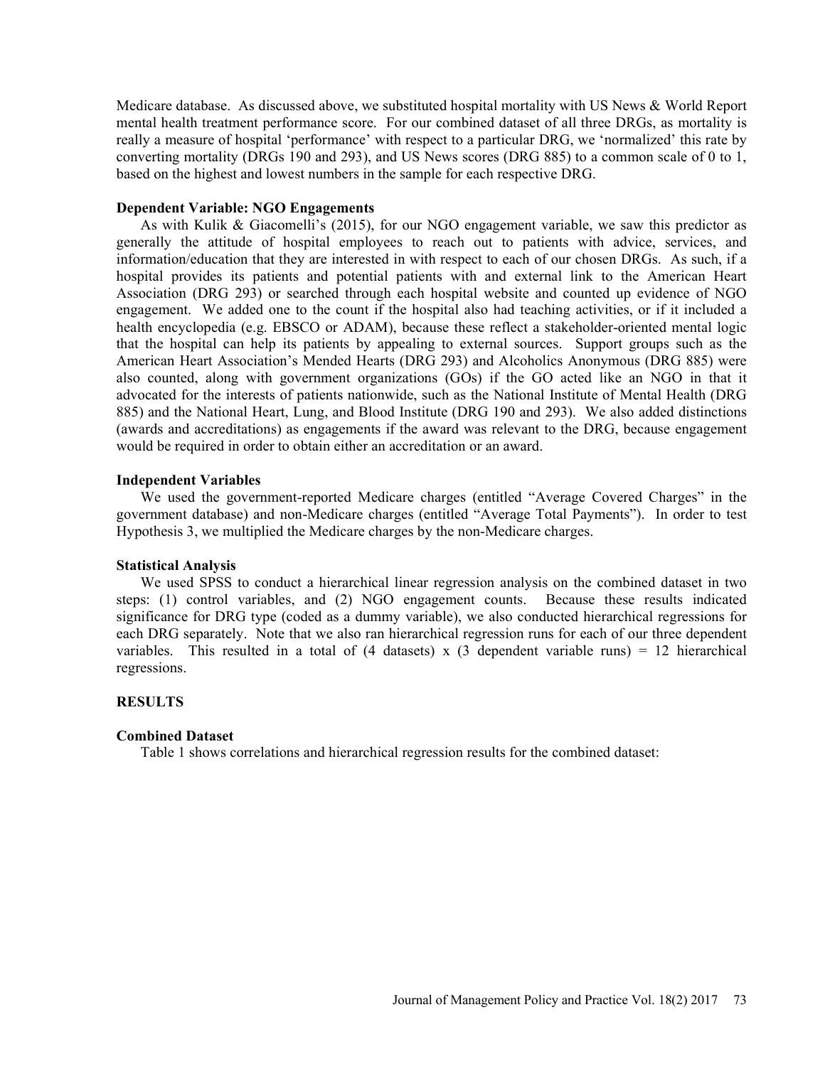Medicare database. As discussed above, we substituted hospital mortality with US News & World Report mental health treatment performance score. For our combined dataset of all three DRGs, as mortality is really a measure of hospital 'performance' with respect to a particular DRG, we 'normalized' this rate by converting mortality (DRGs 190 and 293), and US News scores (DRG 885) to a common scale of 0 to 1, based on the highest and lowest numbers in the sample for each respective DRG.

### Dependent Variable: NGO Engagements

As with Kulik & Giacomelli's (2015), for our NGO engagement variable, we saw this predictor as generally the attitude of hospital employees to reach out to patients with advice, services, and information/education that they are interested in with respect to each of our chosen DRGs. As such, if a hospital provides its patients and potential patients with and external link to the American Heart Association (DRG 293) or searched through each hospital website and counted up evidence of NGO engagement. We added one to the count if the hospital also had teaching activities, or if it included a health encyclopedia (e.g. EBSCO or ADAM), because these reflect a stakeholder-oriented mental logic that the hospital can help its patients by appealing to external sources. Support groups such as the American Heart Association's Mended Hearts (DRG 293) and Alcoholics Anonymous (DRG 885) were also counted, along with government organizations (GOs) if the GO acted like an NGO in that it advocated for the interests of patients nationwide, such as the National Institute of Mental Health (DRG 885) and the National Heart, Lung, and Blood Institute (DRG 190 and 293). We also added distinctions (awards and accreditations) as engagements if the award was relevant to the DRG, because engagement would be required in order to obtain either an accreditation or an award.

### Independent Variables

We used the government-reported Medicare charges (entitled "Average Covered Charges" in the government database) and non-Medicare charges (entitled "Average Total Payments"). In order to test Hypothesis 3, we multiplied the Medicare charges by the non-Medicare charges.

### Statistical Analysis

We used SPSS to conduct a hierarchical linear regression analysis on the combined dataset in two steps: (1) control variables, and (2) NGO engagement counts. Because these results indicated significance for DRG type (coded as a dummy variable), we also conducted hierarchical regressions for each DRG separately. Note that we also ran hierarchical regression runs for each of our three dependent variables. This resulted in a total of (4 datasets) x (3 dependent variable runs) = 12 hierarchical regressions.

## RESULTS

### Combined Dataset

Table 1 shows correlations and hierarchical regression results for the combined dataset: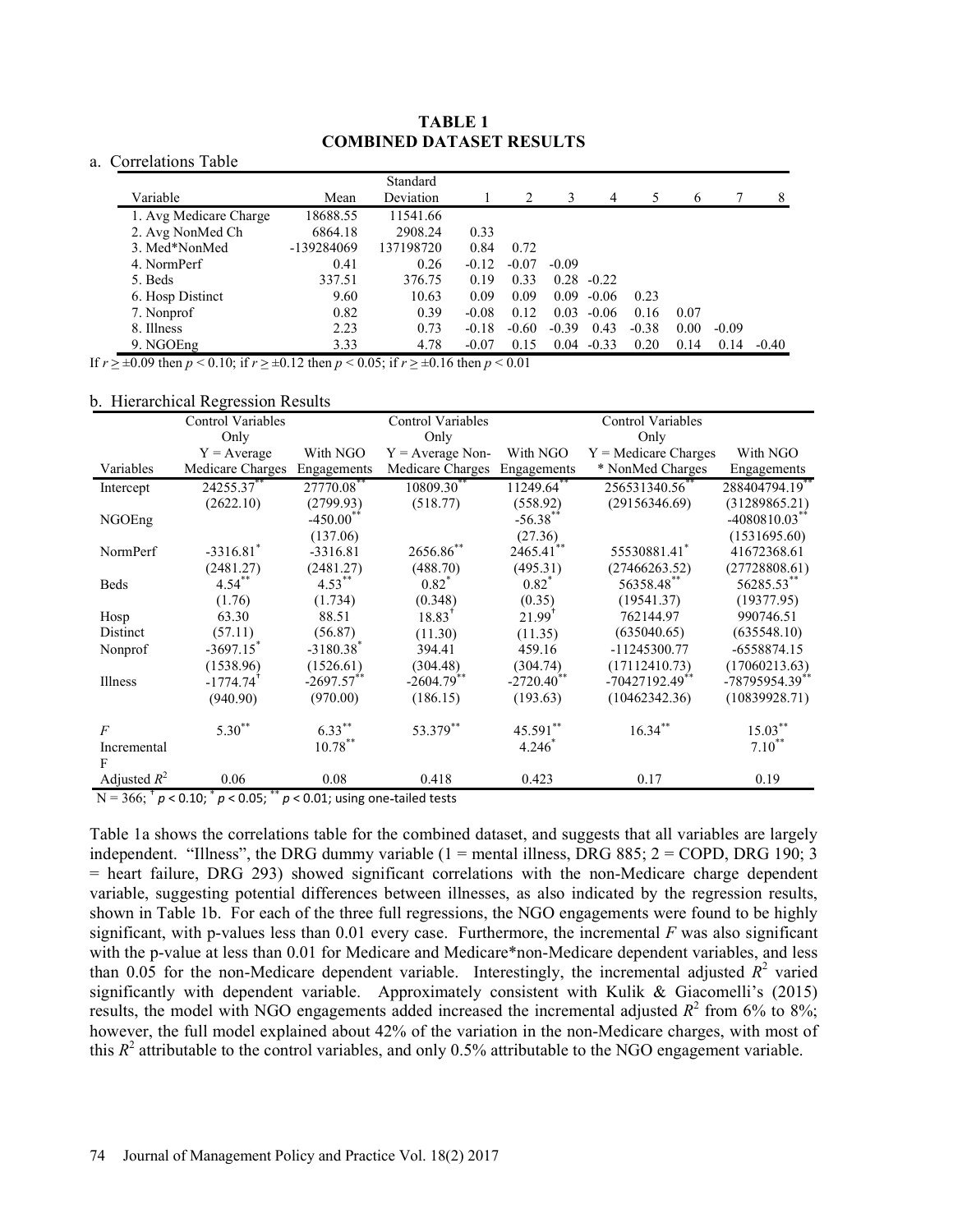**TABLE 1**
**COMBINED DATASET RESULTS**

a. Correlations Table

| Variable | Mean | Standard Deviation | 1 | 2 | 3 | 4 | 5 | 6 | 7 | 8 |
|---|---|---|---|---|---|---|---|---|---|---|
| 1. Avg Medicare Charge | 18688.55 | 11541.66 | | | | | | | | |
| 2. Avg NonMed Ch | 6864.18 | 2908.24 | 0.33 | | | | | | | |
| 3. Med*NonMed | -139284069 | 137198720 | 0.84 | 0.72 | | | | | | |
| 4. NormPerf | 0.41 | 0.26 | -0.12 | -0.07 | -0.09 | | | | | |
| 5. Beds | 337.51 | 376.75 | 0.19 | 0.33 | 0.28 | -0.22 | | | | |
| 6. Hosp Distinct | 9.60 | 10.63 | 0.09 | 0.09 | 0.09 | -0.06 | 0.23 | | | |
| 7. Nonprof | 0.82 | 0.39 | -0.08 | 0.12 | 0.03 | -0.06 | 0.16 | 0.07 | | |
| 8. Illness | 2.23 | 0.73 | -0.18 | -0.60 | -0.39 | 0.43 | -0.38 | 0.00 | -0.09 | |
| 9. NGOEng | 3.33 | 4.78 | -0.07 | 0.15 | 0.04 | -0.33 | 0.20 | 0.14 | 0.14 | -0.40 |

If $r \geq \pm 0.09$ then $p < 0.10$; if $r \geq \pm 0.12$ then $p < 0.05$; if $r \geq \pm 0.16$ then $p < 0.01$

b. Hierarchical Regression Results

| Variables | Control Variables Only Y = Average Medicare Charges | With NGO Engagements | Control Variables Only Y = Average Non-Medicare Charges | With NGO Engagements | Control Variables Only Y = Medicare Charges * NonMed Charges | With NGO Engagements |
|---|---|---|---|---|---|---|
| Intercept | 24255.37** | 27770.08** | 10809.30** | 11249.64** | 256531340.56** | 288404794.19** |
| | (2622.10) | (2799.93) | (518.77) | (558.92) | (29156346.69) | (31289865.21) |
| NGOEng | | -450.00** | | -56.38** | | -4080810.03** |
| | | (137.06) | | (27.36) | | (1531695.60) |
| NormPerf | -3316.81* | -3316.81 | 2656.86** | 2465.41** | 55530881.41* | 41672368.61 |
| | (2481.27) | (2481.27) | (488.70) | (495.31) | (27466263.52) | (27728808.61) |
| Beds | 4.54** | 4.53** | 0.82* | 0.82* | 56358.48** | 56285.53** |
| | (1.76) | (1.734) | (0.348) | (0.35) | (19541.37) | (19377.95) |
| Hosp Distinct | 63.30 | 88.51 | 18.83† | 21.99† | 762144.97 | 990746.51 |
| | (57.11) | (56.87) | (11.30) | (11.35) | (635040.65) | (635548.10) |
| Nonprof | -3697.15* | -3180.38* | 394.41 | 459.16 | -11245300.77 | -6558874.15 |
| | (1538.96) | (1526.61) | (304.48) | (304.74) | (17112410.73) | (17060213.63) |
| Illness | -1774.74† | -2697.57** | -2604.79** | -2720.40** | -70427192.49** | -78795954.39** |
| | (940.90) | (970.00) | (186.15) | (193.63) | (10462342.36) | (10839928.71) |
| $F$ | 5.30** | 6.33** | 53.379** | 45.591** | 16.34** | 15.03** |
| Incremental F | | 10.78** | | 4.246* | | 7.10** |
| Adjusted $R^2$ | 0.06 | 0.08 | 0.418 | 0.423 | 0.17 | 0.19 |

N = 366; † $p < 0.10$; * $p < 0.05$; ** $p < 0.01$; using one-tailed tests

Table 1a shows the correlations table for the combined dataset, and suggests that all variables are largely independent. "Illness", the DRG dummy variable (1 = mental illness, DRG 885; 2 = COPD, DRG 190; 3 = heart failure, DRG 293) showed significant correlations with the non-Medicare charge dependent variable, suggesting potential differences between illnesses, as also indicated by the regression results, shown in Table 1b. For each of the three full regressions, the NGO engagements were found to be highly significant, with p-values less than 0.01 every case. Furthermore, the incremental $F$ was also significant with the p-value at less than 0.01 for Medicare and Medicare*non-Medicare dependent variables, and less than 0.05 for the non-Medicare dependent variable. Interestingly, the incremental adjusted $R^2$ varied significantly with dependent variable. Approximately consistent with Kulik & Giacomelli's (2015) results, the model with NGO engagements added increased the incremental adjusted $R^2$ from 6% to 8%; however, the full model explained about 42% of the variation in the non-Medicare charges, with most of this $R^2$ attributable to the control variables, and only 0.5% attributable to the NGO engagement variable.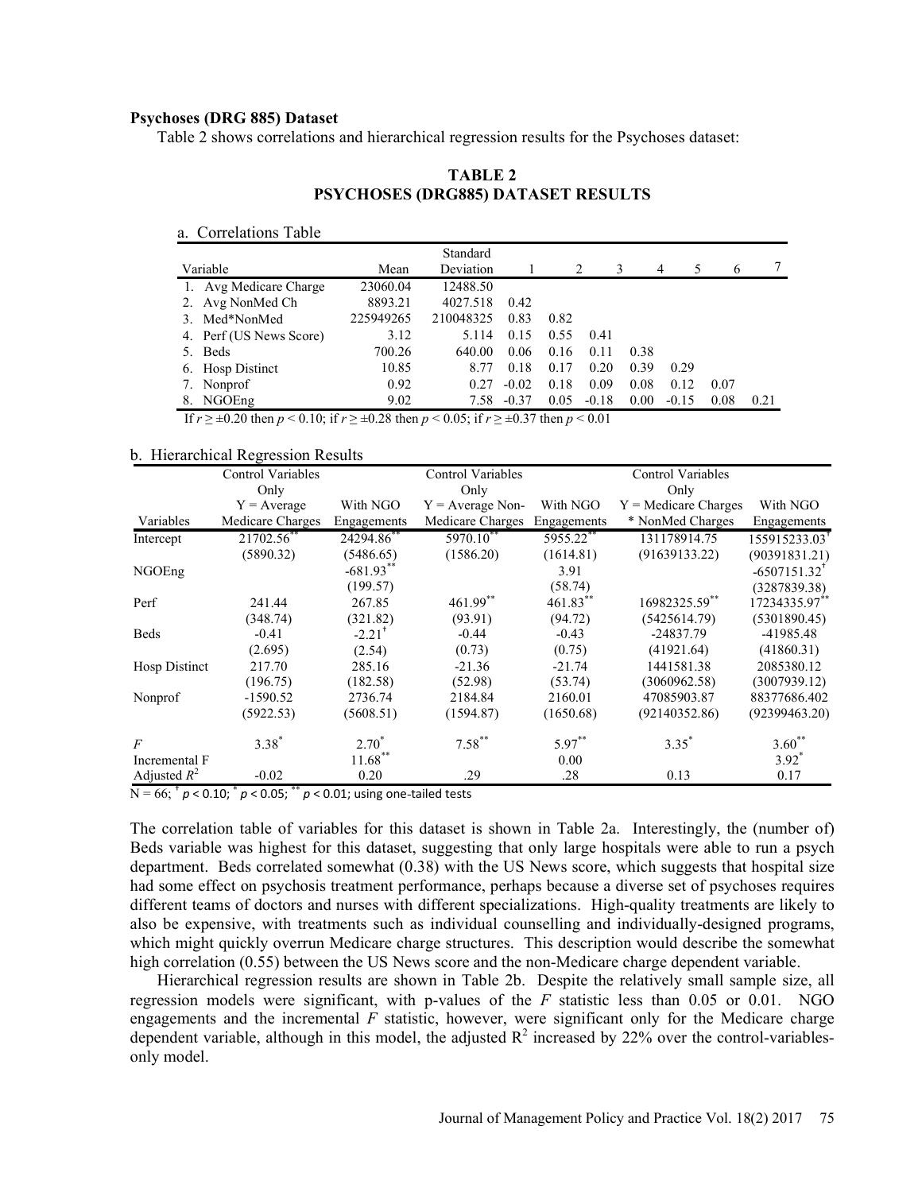**Psychoses (DRG 885) Dataset**

Table 2 shows correlations and hierarchical regression results for the Psychoses dataset:

**TABLE 2**
**PSYCHOSES (DRG885) DATASET RESULTS**

a. Correlations Table

| Variable | Mean | Standard Deviation | 1 | 2 | 3 | 4 | 5 | 6 | 7 |
|---|---|---|---|---|---|---|---|---|---|
| 1. Avg Medicare Charge | 23060.04 | 12488.50 | | | | | | | |
| 2. Avg NonMed Ch | 8893.21 | 4027.518 | 0.42 | | | | | | |
| 3. Med*NonMed | 225949265 | 210048325 | 0.83 | 0.82 | | | | | |
| 4. Perf (US News Score) | 3.12 | 5.114 | 0.15 | 0.55 | 0.41 | | | | |
| 5. Beds | 700.26 | 640.00 | 0.06 | 0.16 | 0.11 | 0.38 | | | |
| 6. Hosp Distinct | 10.85 | 8.77 | 0.18 | 0.17 | 0.20 | 0.39 | 0.29 | | |
| 7. Nonprof | 0.92 | 0.27 | -0.02 | 0.18 | 0.09 | 0.08 | 0.12 | 0.07 | |
| 8. NGOEng | 9.02 | 7.58 | -0.37 | 0.05 | -0.18 | 0.00 | -0.15 | 0.08 | 0.21 |

If $r \geq \pm 0.20$ then $p < 0.10$; if $r \geq \pm 0.28$ then $p < 0.05$; if $r \geq \pm 0.37$ then $p < 0.01$

b. Hierarchical Regression Results

| Variables | Control Variables Only Y = Average Medicare Charges | With NGO Engagements | Control Variables Only Y = Average Non-Medicare Charges | With NGO Engagements | Control Variables Only Y = Medicare Charges * NonMed Charges | With NGO Engagements |
|---|---|---|---|---|---|---|
| Intercept | 21702.56** | 24294.86** | 5970.10** | 5955.22** | 131178914.75 | 155915233.03† |
| | (5890.32) | (5486.65) | (1586.20) | (1614.81) | (91639133.22) | (90391831.21) |
| NGOEng | | -681.93** | | 3.91 | | -6507151.32† |
| | | (199.57) | | (58.74) | | (3287839.38) |
| Perf | 241.44 | 267.85 | 461.99** | 461.83** | 16982325.59** | 17234335.97** |
| | (348.74) | (321.82) | (93.91) | (94.72) | (5425614.79) | (5301890.45) |
| Beds | -0.41 | -2.21† | -0.44 | -0.43 | -24837.79 | -41985.48 |
| | (2.695) | (2.54) | (0.73) | (0.75) | (41921.64) | (41860.31) |
| Hosp Distinct | 217.70 | 285.16 | -21.36 | -21.74 | 1441581.38 | 2085380.12 |
| | (196.75) | (182.58) | (52.98) | (53.74) | (3060962.58) | (3007939.12) |
| Nonprof | -1590.52 | 2736.74 | 2184.84 | 2160.01 | 47085903.87 | 88377686.402 |
| | (5922.53) | (5608.51) | (1594.87) | (1650.68) | (92140352.86) | (92399463.20) |
| $F$ | 3.38* | 2.70* | 7.58** | 5.97** | 3.35* | 3.60** |
| Incremental F | | 11.68** | | 0.00 | | 3.92* |
| Adjusted $R^2$ | -0.02 | 0.20 | .29 | .28 | 0.13 | 0.17 |

N = 66; † $p < 0.10$; * $p < 0.05$; ** $p < 0.01$; using one-tailed tests

The correlation table of variables for this dataset is shown in Table 2a. Interestingly, the (number of) Beds variable was highest for this dataset, suggesting that only large hospitals were able to run a psych department. Beds correlated somewhat (0.38) with the US News score, which suggests that hospital size had some effect on psychosis treatment performance, perhaps because a diverse set of psychoses requires different teams of doctors and nurses with different specializations. High-quality treatments are likely to also be expensive, with treatments such as individual counselling and individually-designed programs, which might quickly overrun Medicare charge structures. This description would describe the somewhat high correlation (0.55) between the US News score and the non-Medicare charge dependent variable.

Hierarchical regression results are shown in Table 2b. Despite the relatively small sample size, all regression models were significant, with p-values of the $F$ statistic less than 0.05 or 0.01. NGO engagements and the incremental $F$ statistic, however, were significant only for the Medicare charge dependent variable, although in this model, the adjusted $R^2$ increased by 22% over the control-variables-only model.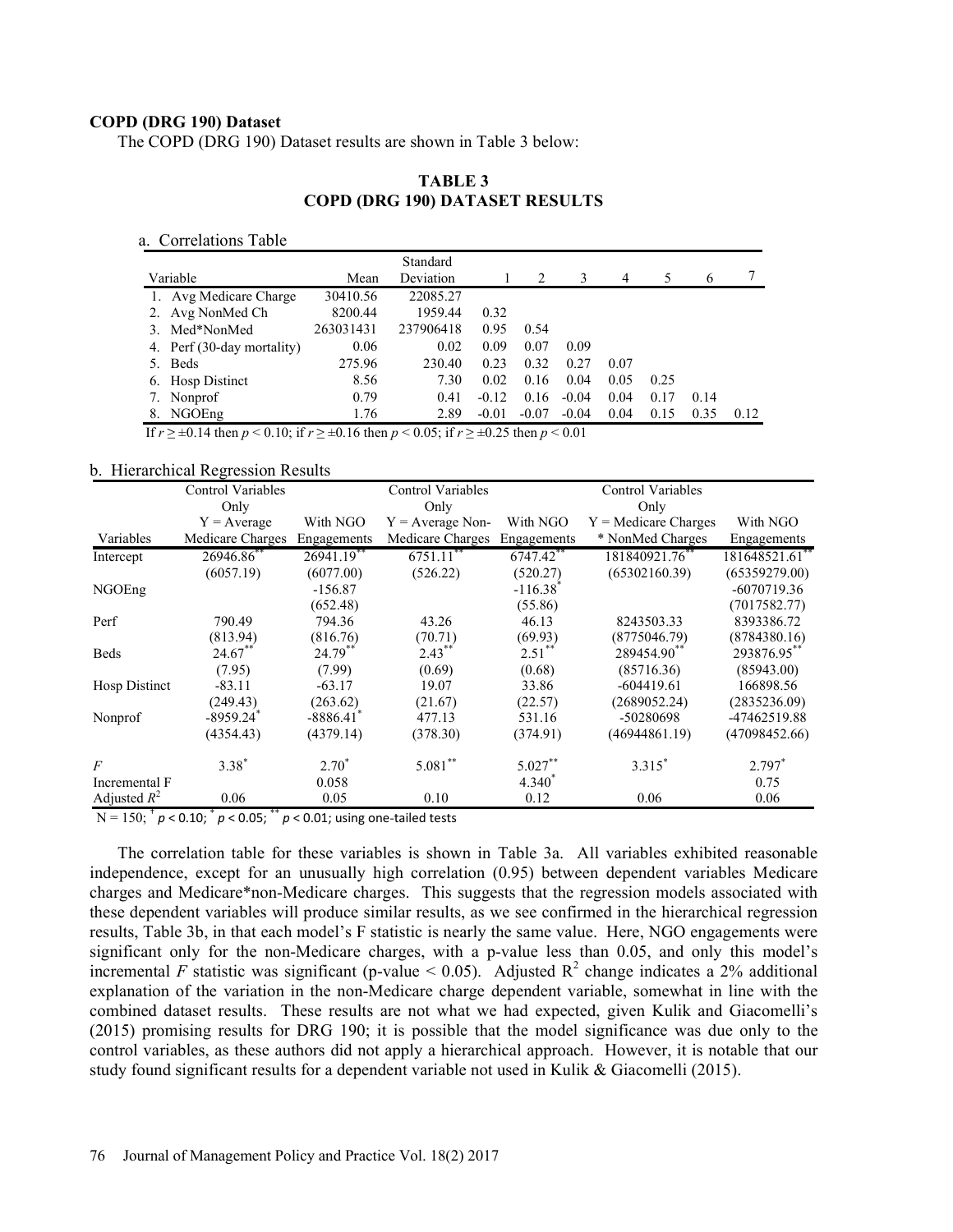**COPD (DRG 190) Dataset**

The COPD (DRG 190) Dataset results are shown in Table 3 below:

**TABLE 3**
**COPD (DRG 190) DATASET RESULTS**

a. Correlations Table

| Variable | Mean | Standard Deviation | 1 | 2 | 3 | 4 | 5 | 6 | 7 |
|---|---|---|---|---|---|---|---|---|---|
| 1. Avg Medicare Charge | 30410.56 | 22085.27 | | | | | | | |
| 2. Avg NonMed Ch | 8200.44 | 1959.44 | 0.32 | | | | | | |
| 3. Med*NonMed | 263031431 | 237906418 | 0.95 | 0.54 | | | | | |
| 4. Perf (30-day mortality) | 0.06 | 0.02 | 0.09 | 0.07 | 0.09 | | | | |
| 5. Beds | 275.96 | 230.40 | 0.23 | 0.32 | 0.27 | 0.07 | | | |
| 6. Hosp Distinct | 8.56 | 7.30 | 0.02 | 0.16 | 0.04 | 0.05 | 0.25 | | |
| 7. Nonprof | 0.79 | 0.41 | -0.12 | 0.16 | -0.04 | 0.04 | 0.17 | 0.14 | |
| 8. NGOEng | 1.76 | 2.89 | -0.01 | -0.07 | -0.04 | 0.04 | 0.15 | 0.35 | 0.12 |

If $r \geq \pm 0.14$ then $p < 0.10$; if $r \geq \pm 0.16$ then $p < 0.05$; if $r \geq \pm 0.25$ then $p < 0.01$

b. Hierarchical Regression Results

| Variables | Control Variables Only Y = Average Medicare Charges | With NGO Engagements | Control Variables Only Y = Average Non-Medicare Charges | With NGO Engagements | Control Variables Only Y = Medicare Charges * NonMed Charges | With NGO Engagements |
|---|---|---|---|---|---|---|
| Intercept | 26946.86** | 26941.19** | 6751.11** | 6747.42** | 181840921.76** | 181648521.61** |
| | (6057.19) | (6077.00) | (526.22) | (520.27) | (65302160.39) | (65359279.00) |
| NGOEng | | -156.87 | | -116.38* | | -6070719.36 |
| | | (652.48) | | (55.86) | | (7017582.77) |
| Perf | 790.49 | 794.36 | 43.26 | 46.13 | 8243503.33 | 8393386.72 |
| | (813.94) | (816.76) | (70.71) | (69.93) | (8775046.79) | (8784380.16) |
| Beds | 24.67** | 24.79** | 2.43** | 2.51** | 289454.90** | 293876.95** |
| | (7.95) | (7.99) | (0.69) | (0.68) | (85716.36) | (85943.00) |
| Hosp Distinct | -83.11 | -63.17 | 19.07 | 33.86 | -604419.61 | 166898.56 |
| | (249.43) | (263.62) | (21.67) | (22.57) | (2689052.24) | (2835236.09) |
| Nonprof | -8959.24* | -8886.41* | 477.13 | 531.16 | -50280698 | -47462519.88 |
| | (4354.43) | (4379.14) | (378.30) | (374.91) | (46944861.19) | (47098452.66) |
| $F$ | 3.38* | 2.70* | 5.081** | 5.027** | 3.315* | 2.797* |
| Incremental F | | 0.058 | | 4.340* | | 0.75 |
| Adjusted $R^2$ | 0.06 | 0.05 | 0.10 | 0.12 | 0.06 | 0.06 |

N = 150; † $p < 0.10$; * $p < 0.05$; ** $p < 0.01$; using one-tailed tests

The correlation table for these variables is shown in Table 3a. All variables exhibited reasonable independence, except for an unusually high correlation (0.95) between dependent variables Medicare charges and Medicare*non-Medicare charges. This suggests that the regression models associated with these dependent variables will produce similar results, as we see confirmed in the hierarchical regression results, Table 3b, in that each model's F statistic is nearly the same value. Here, NGO engagements were significant only for the non-Medicare charges, with a p-value less than 0.05, and only this model's incremental $F$ statistic was significant (p-value < 0.05). Adjusted $R^2$ change indicates a 2% additional explanation of the variation in the non-Medicare charge dependent variable, somewhat in line with the combined dataset results. These results are not what we had expected, given Kulik and Giacomelli's (2015) promising results for DRG 190; it is possible that the model significance was due only to the control variables, as these authors did not apply a hierarchical approach. However, it is notable that our study found significant results for a dependent variable not used in Kulik & Giacomelli (2015).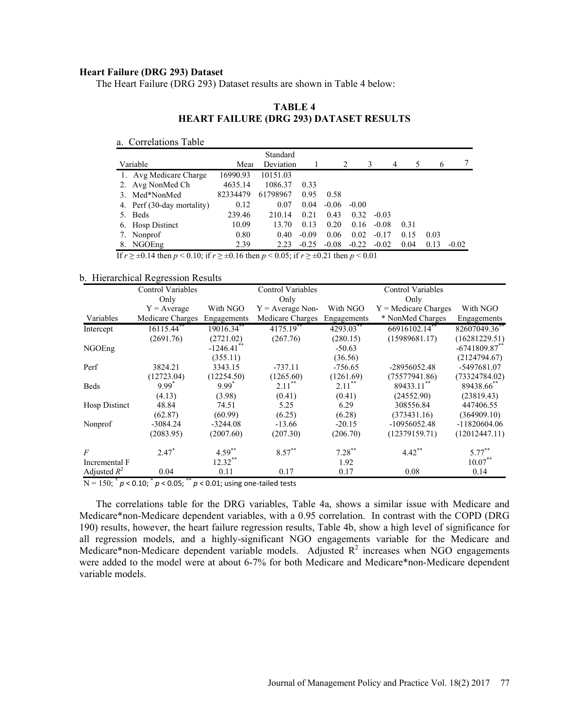### Heart Failure (DRG 293) Dataset

The Heart Failure (DRG 293) Dataset results are shown in Table 4 below:

**TABLE 4**
**HEART FAILURE (DRG 293) DATASET RESULTS**

a. Correlations Table

| Variable | Mean | Standard Deviation | 1 | 2 | 3 | 4 | 5 | 6 | 7 |
|---|---|---|---|---|---|---|---|---|---|
| 1. Avg Medicare Charge | 16990.93 | 10151.03 | | | | | | | |
| 2. Avg NonMed Ch | 4635.14 | 1086.37 | 0.33 | | | | | | |
| 3. Med*NonMed | 82334479 | 61798967 | 0.95 | 0.58 | | | | | |
| 4. Perf (30-day mortality) | 0.12 | 0.07 | 0.04 | -0.06 | -0.00 | | | | |
| 5. Beds | 239.46 | 210.14 | 0.21 | 0.43 | 0.32 | -0.03 | | | |
| 6. Hosp Distinct | 10.09 | 13.70 | 0.13 | 0.20 | 0.16 | -0.08 | 0.31 | | |
| 7. Nonprof | 0.80 | 0.40 | -0.09 | 0.06 | 0.02 | -0.17 | 0.15 | 0.03 | |
| 8. NGOEng | 2.39 | 2.23 | -0.25 | -0.08 | -0.22 | -0.02 | 0.04 | 0.13 | -0.02 |

If $r \geq \pm 0.14$ then $p < 0.10$; if $r \geq \pm 0.16$ then $p < 0.05$; if $r \geq \pm 0.21$ then $p < 0.01$

b. Hierarchical Regression Results

| Variables | Control Variables Only Y = Average Medicare Charges | With NGO Engagements | Control Variables Only Y = Average Non-Medicare Charges | With NGO Engagements | Control Variables Only Y = Medicare Charges * NonMed Charges | With NGO Engagements |
|---|---|---|---|---|---|---|
| Intercept | 16115.44** | 19016.34** | 4175.19** | 4293.03** | 66916102.14** | 82607049.36** |
| | (2691.76) | (2721.02) | (267.76) | (280.15) | (15989681.17) | (16281229.51) |
| NGOEng | | -1246.41** | | -50.63 | | -6741809.87** |
| | | (355.11) | | (36.56) | | (2124794.67) |
| Perf | 3824.21 | 3343.15 | -737.11 | -756.65 | -28956052.48 | -5497681.07 |
| | (12723.04) | (12254.50) | (1265.60) | (1261.69) | (75577941.86) | (73324784.02) |
| Beds | 9.99* | 9.99* | 2.11** | 2.11** | 89433.11** | 89438.66** |
| | (4.13) | (3.98) | (0.41) | (0.41) | (24552.90) | (23819.43) |
| Hosp Distinct | 48.84 | 74.51 | 5.25 | 6.29 | 308556.84 | 447406.55 |
| | (62.87) | (60.99) | (6.25) | (6.28) | (373431.16) | (364909.10) |
| Nonprof | -3084.24 | -3244.08 | -13.66 | -20.15 | -10956052.48 | -11820604.06 |
| | (2083.95) | (2007.60) | (207.30) | (206.70) | (12379159.71) | (12012447.11) |
| $F$ | 2.47* | 4.59** | 8.57** | 7.28** | 4.42** | 5.77** |
| Incremental F | | 12.32** | | 1.92 | | 10.07** |
| Adjusted $R^2$ | 0.04 | 0.11 | 0.17 | 0.17 | 0.08 | 0.14 |

N = 150; † $p < 0.10$; * $p < 0.05$; ** $p < 0.01$; using one-tailed tests

The correlations table for the DRG variables, Table 4a, shows a similar issue with Medicare and Medicare*non-Medicare dependent variables, with a 0.95 correlation. In contrast with the COPD (DRG 190) results, however, the heart failure regression results, Table 4b, show a high level of significance for all regression models, and a highly-significant NGO engagements variable for the Medicare and Medicare*non-Medicare dependent variable models. Adjusted $R^2$ increases when NGO engagements were added to the model were at about 6-7% for both Medicare and Medicare*non-Medicare dependent variable models.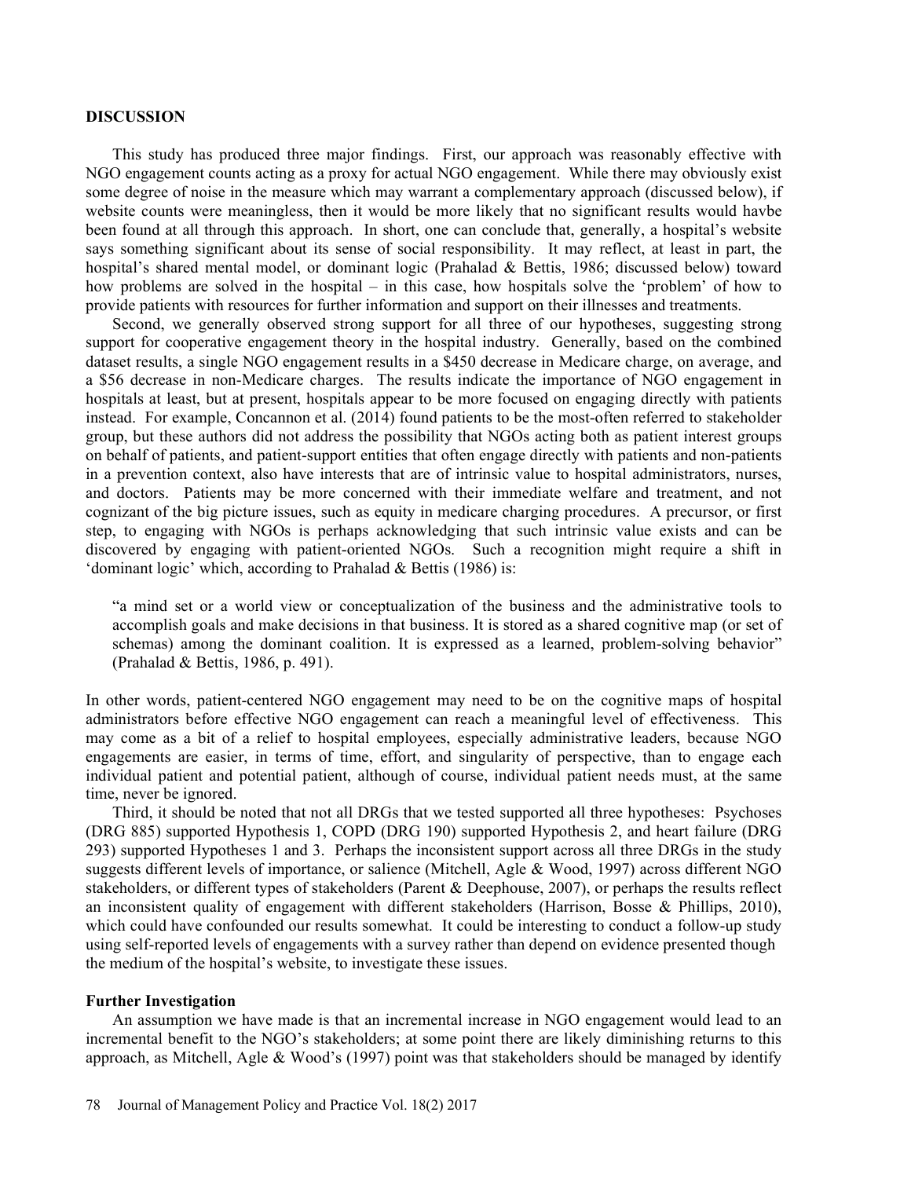## DISCUSSION

This study has produced three major findings. First, our approach was reasonably effective with NGO engagement counts acting as a proxy for actual NGO engagement. While there may obviously exist some degree of noise in the measure which may warrant a complementary approach (discussed below), if website counts were meaningless, then it would be more likely that no significant results would havbe been found at all through this approach. In short, one can conclude that, generally, a hospital's website says something significant about its sense of social responsibility. It may reflect, at least in part, the hospital's shared mental model, or dominant logic (Prahalad & Bettis, 1986; discussed below) toward how problems are solved in the hospital – in this case, how hospitals solve the 'problem' of how to provide patients with resources for further information and support on their illnesses and treatments.

Second, we generally observed strong support for all three of our hypotheses, suggesting strong support for cooperative engagement theory in the hospital industry. Generally, based on the combined dataset results, a single NGO engagement results in a $450 decrease in Medicare charge, on average, and a $56 decrease in non-Medicare charges. The results indicate the importance of NGO engagement in hospitals at least, but at present, hospitals appear to be more focused on engaging directly with patients instead. For example, Concannon et al. (2014) found patients to be the most-often referred to stakeholder group, but these authors did not address the possibility that NGOs acting both as patient interest groups on behalf of patients, and patient-support entities that often engage directly with patients and non-patients in a prevention context, also have interests that are of intrinsic value to hospital administrators, nurses, and doctors. Patients may be more concerned with their immediate welfare and treatment, and not cognizant of the big picture issues, such as equity in medicare charging procedures. A precursor, or first step, to engaging with NGOs is perhaps acknowledging that such intrinsic value exists and can be discovered by engaging with patient-oriented NGOs. Such a recognition might require a shift in 'dominant logic' which, according to Prahalad & Bettis (1986) is:

> "a mind set or a world view or conceptualization of the business and the administrative tools to accomplish goals and make decisions in that business. It is stored as a shared cognitive map (or set of schemas) among the dominant coalition. It is expressed as a learned, problem-solving behavior" (Prahalad & Bettis, 1986, p. 491).

In other words, patient-centered NGO engagement may need to be on the cognitive maps of hospital administrators before effective NGO engagement can reach a meaningful level of effectiveness. This may come as a bit of a relief to hospital employees, especially administrative leaders, because NGO engagements are easier, in terms of time, effort, and singularity of perspective, than to engage each individual patient and potential patient, although of course, individual patient needs must, at the same time, never be ignored.

Third, it should be noted that not all DRGs that we tested supported all three hypotheses: Psychoses (DRG 885) supported Hypothesis 1, COPD (DRG 190) supported Hypothesis 2, and heart failure (DRG 293) supported Hypotheses 1 and 3. Perhaps the inconsistent support across all three DRGs in the study suggests different levels of importance, or salience (Mitchell, Agle & Wood, 1997) across different NGO stakeholders, or different types of stakeholders (Parent & Deephouse, 2007), or perhaps the results reflect an inconsistent quality of engagement with different stakeholders (Harrison, Bosse & Phillips, 2010), which could have confounded our results somewhat. It could be interesting to conduct a follow-up study using self-reported levels of engagements with a survey rather than depend on evidence presented though the medium of the hospital's website, to investigate these issues.

### Further Investigation

An assumption we have made is that an incremental increase in NGO engagement would lead to an incremental benefit to the NGO's stakeholders; at some point there are likely diminishing returns to this approach, as Mitchell, Agle & Wood's (1997) point was that stakeholders should be managed by identify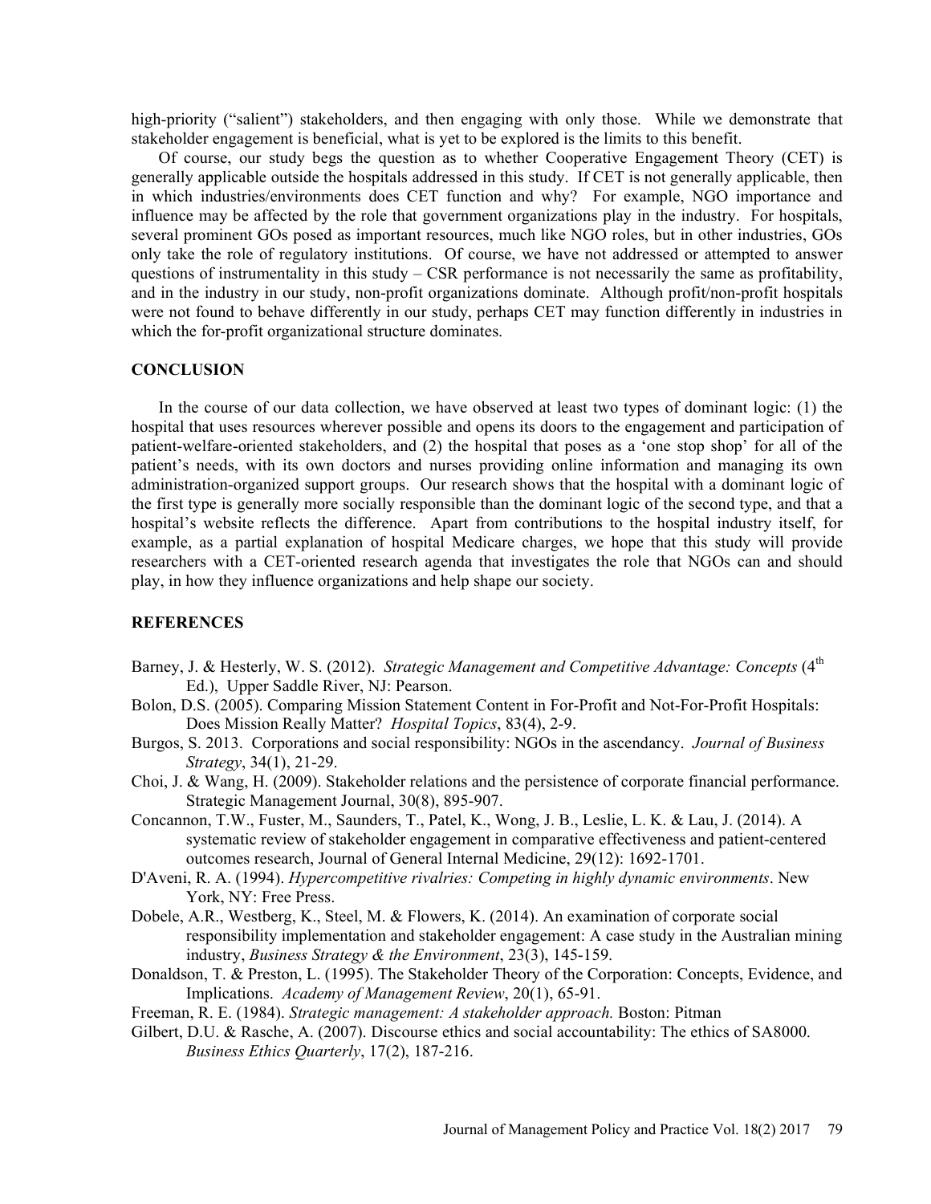high-priority ("salient") stakeholders, and then engaging with only those. While we demonstrate that stakeholder engagement is beneficial, what is yet to be explored is the limits to this benefit.

Of course, our study begs the question as to whether Cooperative Engagement Theory (CET) is generally applicable outside the hospitals addressed in this study. If CET is not generally applicable, then in which industries/environments does CET function and why? For example, NGO importance and influence may be affected by the role that government organizations play in the industry. For hospitals, several prominent GOs posed as important resources, much like NGO roles, but in other industries, GOs only take the role of regulatory institutions. Of course, we have not addressed or attempted to answer questions of instrumentality in this study – CSR performance is not necessarily the same as profitability, and in the industry in our study, non-profit organizations dominate. Although profit/non-profit hospitals were not found to behave differently in our study, perhaps CET may function differently in industries in which the for-profit organizational structure dominates.

## CONCLUSION

In the course of our data collection, we have observed at least two types of dominant logic: (1) the hospital that uses resources wherever possible and opens its doors to the engagement and participation of patient-welfare-oriented stakeholders, and (2) the hospital that poses as a 'one stop shop' for all of the patient's needs, with its own doctors and nurses providing online information and managing its own administration-organized support groups. Our research shows that the hospital with a dominant logic of the first type is generally more socially responsible than the dominant logic of the second type, and that a hospital's website reflects the difference. Apart from contributions to the hospital industry itself, for example, as a partial explanation of hospital Medicare charges, we hope that this study will provide researchers with a CET-oriented research agenda that investigates the role that NGOs can and should play, in how they influence organizations and help shape our society.

## REFERENCES

Barney, J. & Hesterly, W. S. (2012). *Strategic Management and Competitive Advantage: Concepts* (4th Ed.), Upper Saddle River, NJ: Pearson.

Bolon, D.S. (2005). Comparing Mission Statement Content in For-Profit and Not-For-Profit Hospitals: Does Mission Really Matter? *Hospital Topics*, 83(4), 2-9.

Burgos, S. 2013. Corporations and social responsibility: NGOs in the ascendancy. *Journal of Business Strategy*, 34(1), 21-29.

Choi, J. & Wang, H. (2009). Stakeholder relations and the persistence of corporate financial performance. Strategic Management Journal, 30(8), 895-907.

Concannon, T.W., Fuster, M., Saunders, T., Patel, K., Wong, J. B., Leslie, L. K. & Lau, J. (2014). A systematic review of stakeholder engagement in comparative effectiveness and patient-centered outcomes research, Journal of General Internal Medicine, 29(12): 1692-1701.

D'Aveni, R. A. (1994). *Hypercompetitive rivalries: Competing in highly dynamic environments*. New York, NY: Free Press.

Dobele, A.R., Westberg, K., Steel, M. & Flowers, K. (2014). An examination of corporate social responsibility implementation and stakeholder engagement: A case study in the Australian mining industry, *Business Strategy & the Environment*, 23(3), 145-159.

Donaldson, T. & Preston, L. (1995). The Stakeholder Theory of the Corporation: Concepts, Evidence, and Implications. *Academy of Management Review*, 20(1), 65-91.

Freeman, R. E. (1984). *Strategic management: A stakeholder approach.* Boston: Pitman

Gilbert, D.U. & Rasche, A. (2007). Discourse ethics and social accountability: The ethics of SA8000. *Business Ethics Quarterly*, 17(2), 187-216.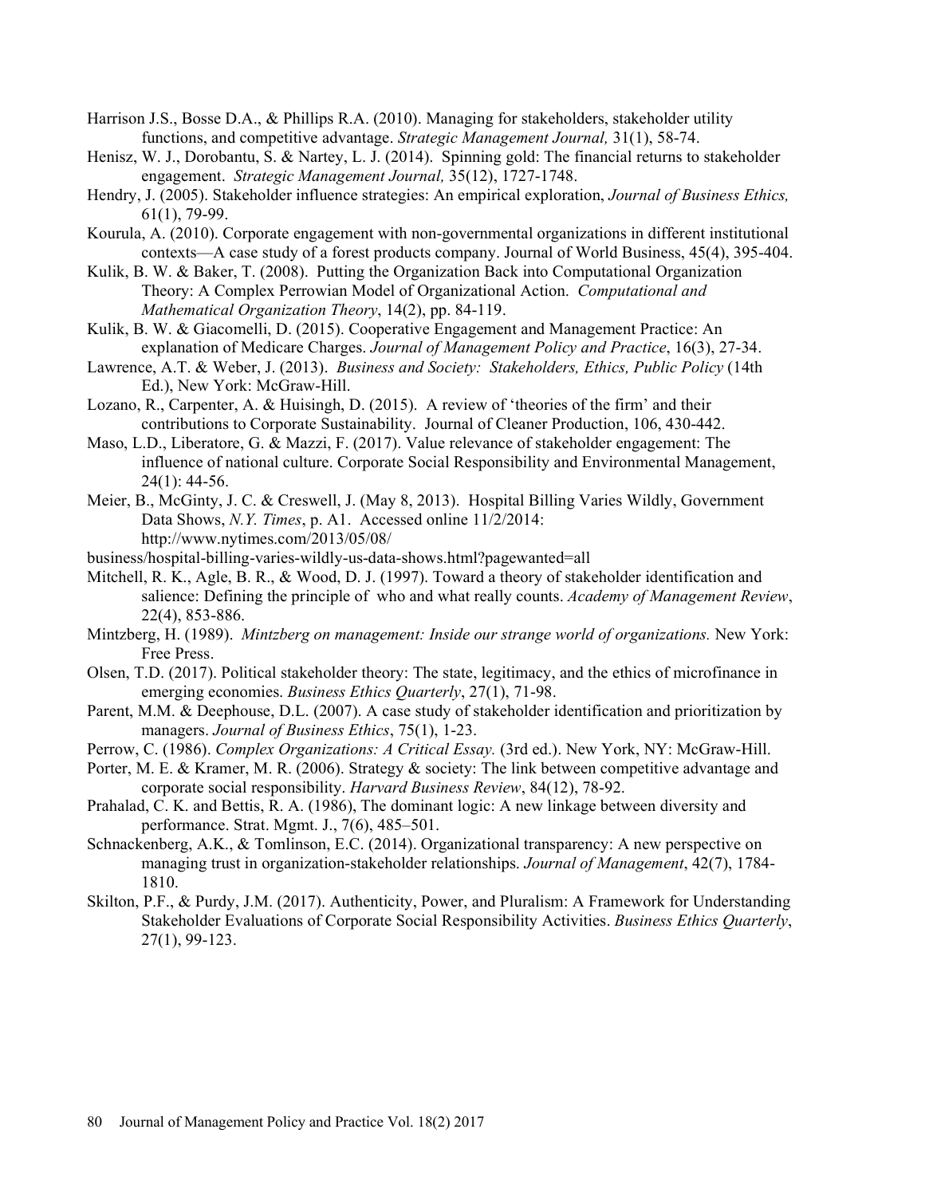Harrison J.S., Bosse D.A., & Phillips R.A. (2010). Managing for stakeholders, stakeholder utility functions, and competitive advantage. *Strategic Management Journal,* 31(1), 58-74.

Henisz, W. J., Dorobantu, S. & Nartey, L. J. (2014). Spinning gold: The financial returns to stakeholder engagement. *Strategic Management Journal,* 35(12), 1727-1748.

Hendry, J. (2005). Stakeholder influence strategies: An empirical exploration, *Journal of Business Ethics,* 61(1), 79-99.

Kourula, A. (2010). Corporate engagement with non-governmental organizations in different institutional contexts—A case study of a forest products company. Journal of World Business, 45(4), 395-404.

Kulik, B. W. & Baker, T. (2008). Putting the Organization Back into Computational Organization Theory: A Complex Perrowian Model of Organizational Action. *Computational and Mathematical Organization Theory*, 14(2), pp. 84-119.

Kulik, B. W. & Giacomelli, D. (2015). Cooperative Engagement and Management Practice: An explanation of Medicare Charges. *Journal of Management Policy and Practice*, 16(3), 27-34.

Lawrence, A.T. & Weber, J. (2013). *Business and Society: Stakeholders, Ethics, Public Policy* (14th Ed.), New York: McGraw-Hill.

Lozano, R., Carpenter, A. & Huisingh, D. (2015). A review of 'theories of the firm' and their contributions to Corporate Sustainability. Journal of Cleaner Production, 106, 430-442.

Maso, L.D., Liberatore, G. & Mazzi, F. (2017). Value relevance of stakeholder engagement: The influence of national culture. Corporate Social Responsibility and Environmental Management, 24(1): 44-56.

Meier, B., McGinty, J. C. & Creswell, J. (May 8, 2013). Hospital Billing Varies Wildly, Government Data Shows, *N.Y. Times*, p. A1. Accessed online 11/2/2014: http://www.nytimes.com/2013/05/08/business/hospital-billing-varies-wildly-us-data-shows.html?pagewanted=all

Mitchell, R. K., Agle, B. R., & Wood, D. J. (1997). Toward a theory of stakeholder identification and salience: Defining the principle of who and what really counts. *Academy of Management Review*, 22(4), 853-886.

Mintzberg, H. (1989). *Mintzberg on management: Inside our strange world of organizations.* New York: Free Press.

Olsen, T.D. (2017). Political stakeholder theory: The state, legitimacy, and the ethics of microfinance in emerging economies. *Business Ethics Quarterly*, 27(1), 71-98.

Parent, M.M. & Deephouse, D.L. (2007). A case study of stakeholder identification and prioritization by managers. *Journal of Business Ethics*, 75(1), 1-23.

Perrow, C. (1986). *Complex Organizations: A Critical Essay.* (3rd ed.). New York, NY: McGraw-Hill.

Porter, M. E. & Kramer, M. R. (2006). Strategy & society: The link between competitive advantage and corporate social responsibility. *Harvard Business Review*, 84(12), 78-92.

Prahalad, C. K. and Bettis, R. A. (1986), The dominant logic: A new linkage between diversity and performance. Strat. Mgmt. J., 7(6), 485–501.

Schnackenberg, A.K., & Tomlinson, E.C. (2014). Organizational transparency: A new perspective on managing trust in organization-stakeholder relationships. *Journal of Management*, 42(7), 1784-1810.

Skilton, P.F., & Purdy, J.M. (2017). Authenticity, Power, and Pluralism: A Framework for Understanding Stakeholder Evaluations of Corporate Social Responsibility Activities. *Business Ethics Quarterly*, 27(1), 99-123.